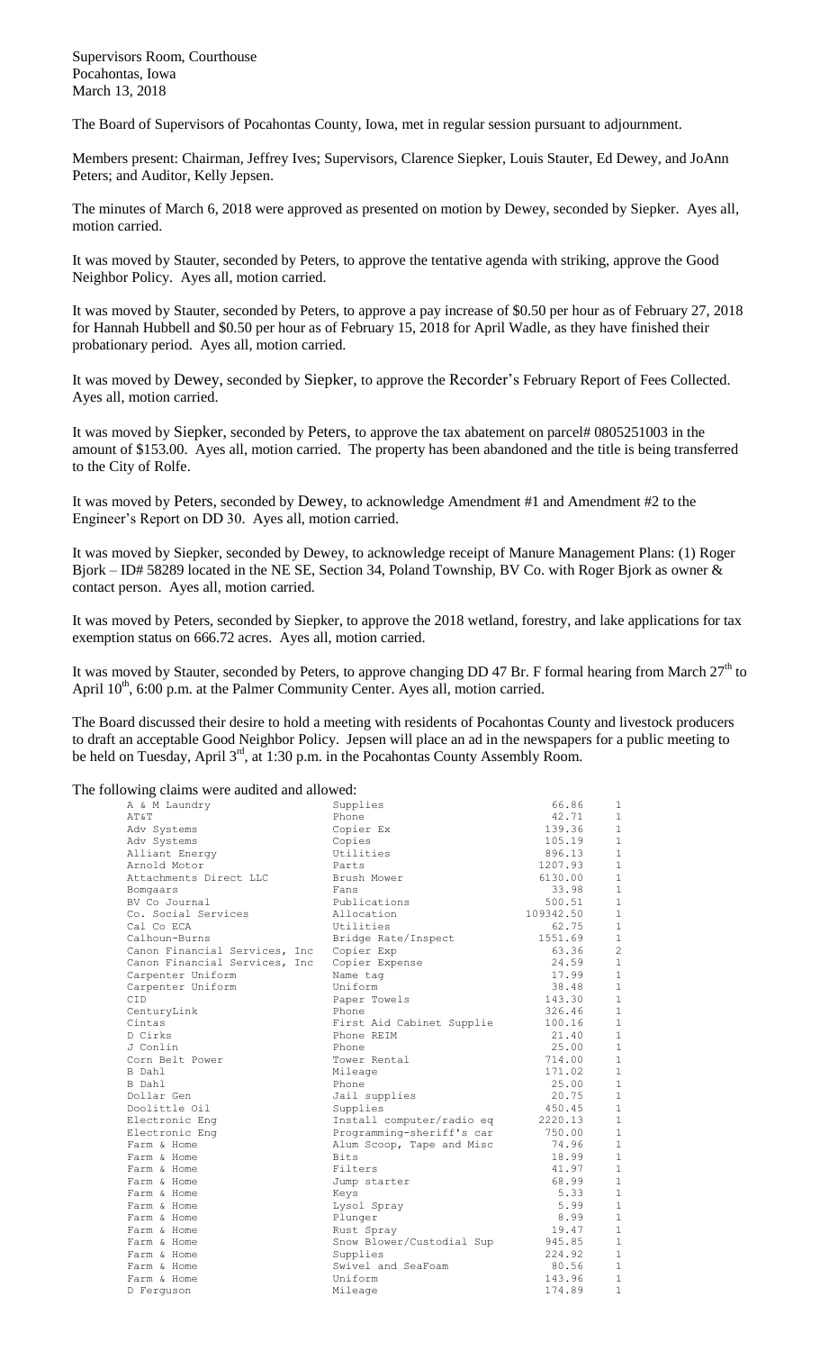Supervisors Room, Courthouse
Pocahontas, Iowa
March 13, 2018

The Board of Supervisors of Pocahontas County, Iowa, met in regular session pursuant to adjournment.

Members present: Chairman, Jeffrey Ives; Supervisors, Clarence Siepker, Louis Stauter, Ed Dewey, and JoAnn Peters; and Auditor, Kelly Jepsen.

The minutes of March 6, 2018 were approved as presented on motion by Dewey, seconded by Siepker. Ayes all, motion carried.

It was moved by Stauter, seconded by Peters, to approve the tentative agenda with striking, approve the Good Neighbor Policy. Ayes all, motion carried.

It was moved by Stauter, seconded by Peters, to approve a pay increase of $0.50 per hour as of February 27, 2018 for Hannah Hubbell and $0.50 per hour as of February 15, 2018 for April Wadle, as they have finished their probationary period. Ayes all, motion carried.

It was moved by Dewey, seconded by Siepker, to approve the Recorder's February Report of Fees Collected. Ayes all, motion carried.

It was moved by Siepker, seconded by Peters, to approve the tax abatement on parcel# 0805251003 in the amount of $153.00. Ayes all, motion carried. The property has been abandoned and the title is being transferred to the City of Rolfe.

It was moved by Peters, seconded by Dewey, to acknowledge Amendment #1 and Amendment #2 to the Engineer's Report on DD 30. Ayes all, motion carried.

It was moved by Siepker, seconded by Dewey, to acknowledge receipt of Manure Management Plans: (1) Roger Bjork – ID# 58289 located in the NE SE, Section 34, Poland Township, BV Co. with Roger Bjork as owner & contact person. Ayes all, motion carried.

It was moved by Peters, seconded by Siepker, to approve the 2018 wetland, forestry, and lake applications for tax exemption status on 666.72 acres. Ayes all, motion carried.

It was moved by Stauter, seconded by Peters, to approve changing DD 47 Br. F formal hearing from March 27th to April 10th, 6:00 p.m. at the Palmer Community Center. Ayes all, motion carried.

The Board discussed their desire to hold a meeting with residents of Pocahontas County and livestock producers to draft an acceptable Good Neighbor Policy. Jepsen will place an ad in the newspapers for a public meeting to be held on Tuesday, April 3rd, at 1:30 p.m. in the Pocahontas County Assembly Room.

The following claims were audited and allowed:

| | | | |
|---|---|---|---|
| A & M Laundry | Supplies | 66.86 | 1 |
| AT&T | Phone | 42.71 | 1 |
| Adv Systems | Copier Ex | 139.36 | 1 |
| Adv Systems | Copies | 105.19 | 1 |
| Alliant Energy | Utilities | 896.13 | 1 |
| Arnold Motor | Parts | 1207.93 | 1 |
| Attachments Direct LLC | Brush Mower | 6130.00 | 1 |
| Bomgaars | Fans | 33.98 | 1 |
| BV Co Journal | Publications | 500.51 | 1 |
| Co. Social Services | Allocation | 109342.50 | 1 |
| Cal Co ECA | Utilities | 62.75 | 1 |
| Calhoun-Burns | Bridge Rate/Inspect | 1551.69 | 1 |
| Canon Financial Services, Inc | Copier Exp | 63.36 | 2 |
| Canon Financial Services, Inc | Copier Expense | 24.59 | 1 |
| Carpenter Uniform | Name tag | 17.99 | 1 |
| Carpenter Uniform | Uniform | 38.48 | 1 |
| CID | Paper Towels | 143.30 | 1 |
| CenturyLink | Phone | 326.46 | 1 |
| Cintas | First Aid Cabinet Supplie | 100.16 | 1 |
| D Cirks | Phone REIM | 21.40 | 1 |
| J Conlin | Phone | 25.00 | 1 |
| Corn Belt Power | Tower Rental | 714.00 | 1 |
| B Dahl | Mileage | 171.02 | 1 |
| B Dahl | Phone | 25.00 | 1 |
| Dollar Gen | Jail supplies | 20.75 | 1 |
| Doolittle Oil | Supplies | 450.45 | 1 |
| Electronic Eng | Install computer/radio eq | 2220.13 | 1 |
| Electronic Eng | Programming-sheriff's car | 750.00 | 1 |
| Farm & Home | Alum Scoop, Tape and Misc | 74.96 | 1 |
| Farm & Home | Bits | 18.99 | 1 |
| Farm & Home | Filters | 41.97 | 1 |
| Farm & Home | Jump starter | 68.99 | 1 |
| Farm & Home | Keys | 5.33 | 1 |
| Farm & Home | Lysol Spray | 5.99 | 1 |
| Farm & Home | Plunger | 8.99 | 1 |
| Farm & Home | Rust Spray | 19.47 | 1 |
| Farm & Home | Snow Blower/Custodial Sup | 945.85 | 1 |
| Farm & Home | Supplies | 224.92 | 1 |
| Farm & Home | Swivel and SeaFoam | 80.56 | 1 |
| Farm & Home | Uniform | 143.96 | 1 |
| D Ferguson | Mileage | 174.89 | 1 |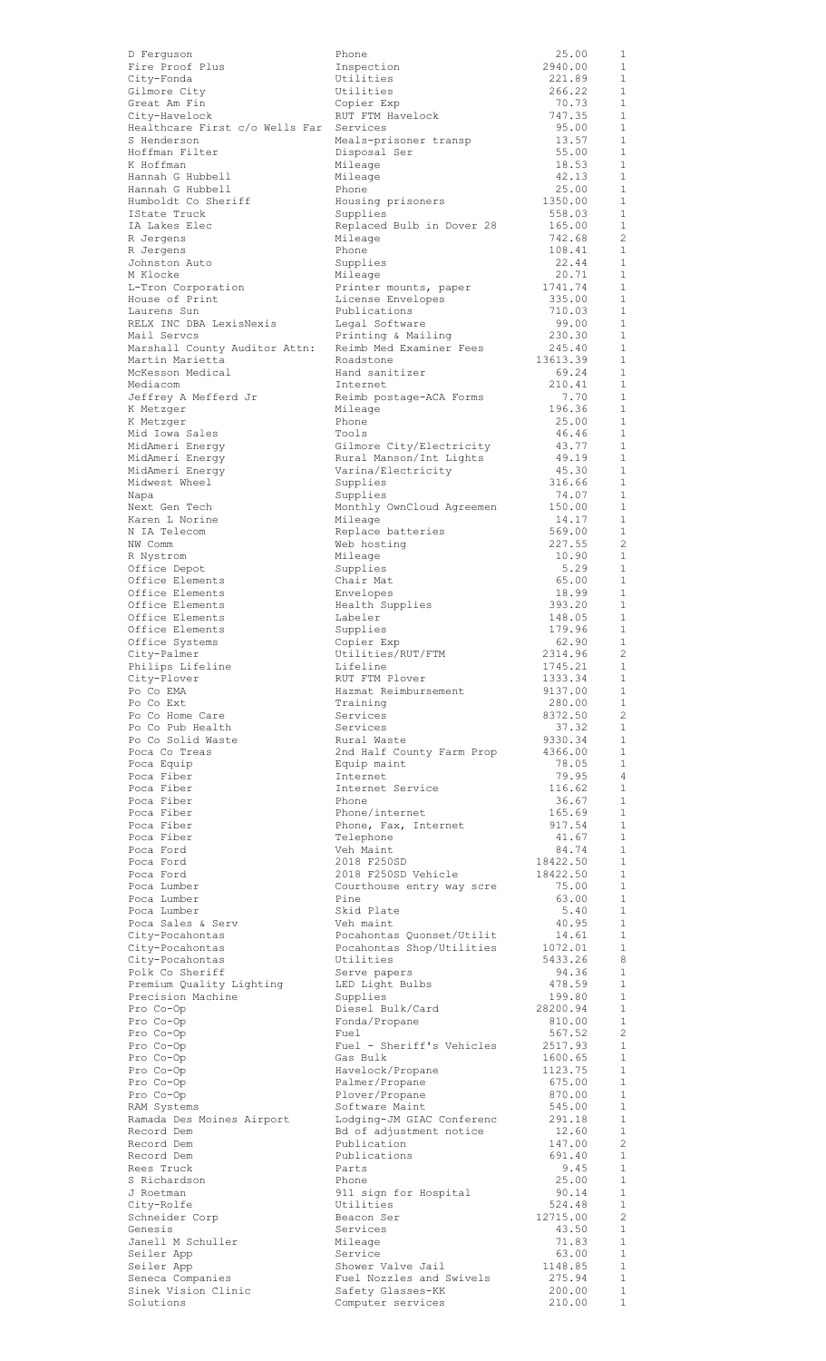| | | | |
|---|---|---|---|
| D Ferguson | Phone | 25.00 | 1 |
| Fire Proof Plus | Inspection | 2940.00 | 1 |
| City-Fonda | Utilities | 221.89 | 1 |
| Gilmore City | Utilities | 266.22 | 1 |
| Great Am Fin | Copier Exp | 70.73 | 1 |
| City-Havelock | RUT FTM Havelock | 747.35 | 1 |
| Healthcare First c/o Wells Far | Services | 95.00 | 1 |
| S Henderson | Meals-prisoner transp | 13.57 | 1 |
| Hoffman Filter | Disposal Ser | 55.00 | 1 |
| K Hoffman | Mileage | 18.53 | 1 |
| Hannah G Hubbell | Mileage | 42.13 | 1 |
| Hannah G Hubbell | Phone | 25.00 | 1 |
| Humboldt Co Sheriff | Housing prisoners | 1350.00 | 1 |
| IState Truck | Supplies | 558.03 | 1 |
| IA Lakes Elec | Replaced Bulb in Dover 28 | 165.00 | 1 |
| R Jergens | Mileage | 742.68 | 2 |
| R Jergens | Phone | 108.41 | 1 |
| Johnston Auto | Supplies | 22.44 | 1 |
| M Klocke | Mileage | 20.71 | 1 |
| L-Tron Corporation | Printer mounts, paper | 1741.74 | 1 |
| House of Print | License Envelopes | 335.00 | 1 |
| Laurens Sun | Publications | 710.03 | 1 |
| RELX INC DBA LexisNexis | Legal Software | 99.00 | 1 |
| Mail Servcs | Printing & Mailing | 230.30 | 1 |
| Marshall County Auditor Attn: | Reimb Med Examiner Fees | 245.40 | 1 |
| Martin Marietta | Roadstone | 13613.39 | 1 |
| McKesson Medical | Hand sanitizer | 69.24 | 1 |
| Mediacom | Internet | 210.41 | 1 |
| Jeffrey A Mefferd Jr | Reimb postage-ACA Forms | 7.70 | 1 |
| K Metzger | Mileage | 196.36 | 1 |
| K Metzger | Phone | 25.00 | 1 |
| Mid Iowa Sales | Tools | 46.46 | 1 |
| MidAmeri Energy | Gilmore City/Electricity | 43.77 | 1 |
| MidAmeri Energy | Rural Manson/Int Lights | 49.19 | 1 |
| MidAmeri Energy | Varina/Electricity | 45.30 | 1 |
| Midwest Wheel | Supplies | 316.66 | 1 |
| Napa | Supplies | 74.07 | 1 |
| Next Gen Tech | Monthly OwnCloud Agreemen | 150.00 | 1 |
| Karen L Norine | Mileage | 14.17 | 1 |
| N IA Telecom | Replace batteries | 569.00 | 1 |
| NW Comm | Web hosting | 227.55 | 2 |
| R Nystrom | Mileage | 10.90 | 1 |
| Office Depot | Supplies | 5.29 | 1 |
| Office Elements | Chair Mat | 65.00 | 1 |
| Office Elements | Envelopes | 18.99 | 1 |
| Office Elements | Health Supplies | 393.20 | 1 |
| Office Elements | Labeler | 148.05 | 1 |
| Office Elements | Supplies | 179.96 | 1 |
| Office Systems | Copier Exp | 62.90 | 1 |
| City-Palmer | Utilities/RUT/FTM | 2314.96 | 2 |
| Philips Lifeline | Lifeline | 1745.21 | 1 |
| City-Plover | RUT FTM Plover | 1333.34 | 1 |
| Po Co EMA | Hazmat Reimbursement | 9137.00 | 1 |
| Po Co Ext | Training | 280.00 | 1 |
| Po Co Home Care | Services | 8372.50 | 2 |
| Po Co Pub Health | Services | 37.32 | 1 |
| Po Co Solid Waste | Rural Waste | 9330.34 | 1 |
| Poca Co Treas | 2nd Half County Farm Prop | 4366.00 | 1 |
| Poca Equip | Equip maint | 78.05 | 1 |
| Poca Fiber | Internet | 79.95 | 4 |
| Poca Fiber | Internet Service | 116.62 | 1 |
| Poca Fiber | Phone | 36.67 | 1 |
| Poca Fiber | Phone/internet | 165.69 | 1 |
| Poca Fiber | Phone, Fax, Internet | 917.54 | 1 |
| Poca Fiber | Telephone | 41.67 | 1 |
| Poca Ford | Veh Maint | 84.74 | 1 |
| Poca Ford | 2018 F250SD | 18422.50 | 1 |
| Poca Ford | 2018 F250SD Vehicle | 18422.50 | 1 |
| Poca Lumber | Courthouse entry way scre | 75.00 | 1 |
| Poca Lumber | Pine | 63.00 | 1 |
| Poca Lumber | Skid Plate | 5.40 | 1 |
| Poca Sales & Serv | Veh maint | 40.95 | 1 |
| City-Pocahontas | Pocahontas Quonset/Utilit | 14.61 | 1 |
| City-Pocahontas | Pocahontas Shop/Utilities | 1072.01 | 1 |
| City-Pocahontas | Utilities | 5433.26 | 8 |
| Polk Co Sheriff | Serve papers | 94.36 | 1 |
| Premium Quality Lighting | LED Light Bulbs | 478.59 | 1 |
| Precision Machine | Supplies | 199.80 | 1 |
| Pro Co-Op | Diesel Bulk/Card | 28200.94 | 1 |
| Pro Co-Op | Fonda/Propane | 810.00 | 1 |
| Pro Co-Op | Fuel | 567.52 | 2 |
| Pro Co-Op | Fuel - Sheriff's Vehicles | 2517.93 | 1 |
| Pro Co-Op | Gas Bulk | 1600.65 | 1 |
| Pro Co-Op | Havelock/Propane | 1123.75 | 1 |
| Pro Co-Op | Palmer/Propane | 675.00 | 1 |
| Pro Co-Op | Plover/Propane | 870.00 | 1 |
| RAM Systems | Software Maint | 545.00 | 1 |
| Ramada Des Moines Airport | Lodging-JM GIAC Conferenc | 291.18 | 1 |
| Record Dem | Bd of adjustment notice | 12.60 | 1 |
| Record Dem | Publication | 147.00 | 2 |
| Record Dem | Publications | 691.40 | 1 |
| Rees Truck | Parts | 9.45 | 1 |
| S Richardson | Phone | 25.00 | 1 |
| J Roetman | 911 sign for Hospital | 90.14 | 1 |
| City-Rolfe | Utilities | 524.48 | 1 |
| Schneider Corp | Beacon Ser | 12715.00 | 2 |
| Genesis | Services | 43.50 | 1 |
| Janell M Schuller | Mileage | 71.83 | 1 |
| Seiler App | Service | 63.00 | 1 |
| Seiler App | Shower Valve Jail | 1148.85 | 1 |
| Seneca Companies | Fuel Nozzles and Swivels | 275.94 | 1 |
| Sinek Vision Clinic | Safety Glasses-KK | 200.00 | 1 |
| Solutions | Computer services | 210.00 | 1 |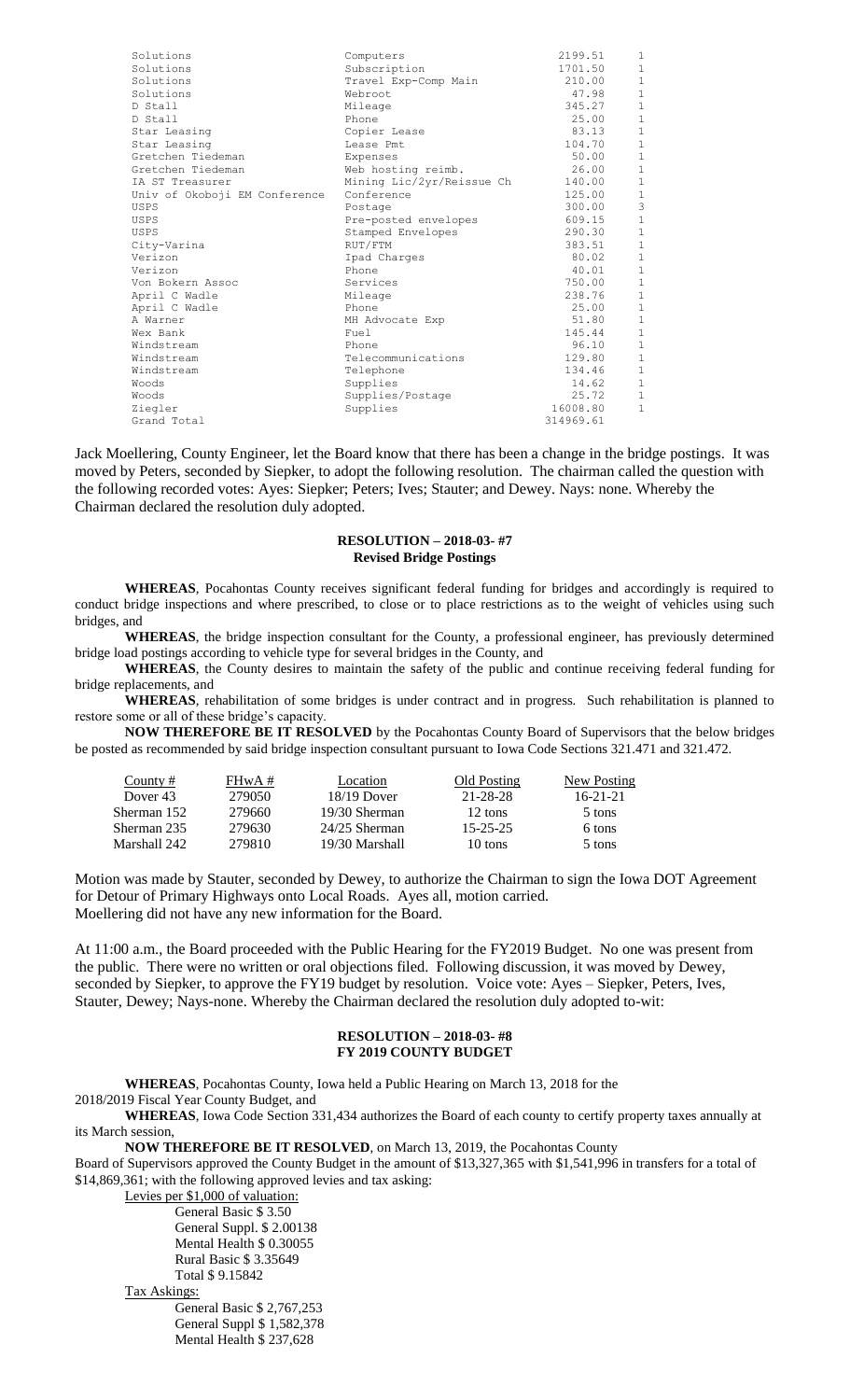| | | | |
|---|---|---|---|
| Solutions | Computers | 2199.51 | 1 |
| Solutions | Subscription | 1701.50 | 1 |
| Solutions | Travel Exp-Comp Main | 210.00 | 1 |
| Solutions | Webroot | 47.98 | 1 |
| D Stall | Mileage | 345.27 | 1 |
| D Stall | Phone | 25.00 | 1 |
| Star Leasing | Copier Lease | 83.13 | 1 |
| Star Leasing | Lease Pmt | 104.70 | 1 |
| Gretchen Tiedeman | Expenses | 50.00 | 1 |
| Gretchen Tiedeman | Web hosting reimb. | 26.00 | 1 |
| IA ST Treasurer | Mining Lic/2yr/Reissue Ch | 140.00 | 1 |
| Univ of Okoboji EM Conference | Conference | 125.00 | 1 |
| USPS | Postage | 300.00 | 3 |
| USPS | Pre-posted envelopes | 609.15 | 1 |
| USPS | Stamped Envelopes | 290.30 | 1 |
| City-Varina | RUT/FTM | 383.51 | 1 |
| Verizon | Ipad Charges | 80.02 | 1 |
| Verizon | Phone | 40.01 | 1 |
| Von Bokern Assoc | Services | 750.00 | 1 |
| April C Wadle | Mileage | 238.76 | 1 |
| April C Wadle | Phone | 25.00 | 1 |
| A Warner | MH Advocate Exp | 51.80 | 1 |
| Wex Bank | Fuel | 145.44 | 1 |
| Windstream | Phone | 96.10 | 1 |
| Windstream | Telecommunications | 129.80 | 1 |
| Windstream | Telephone | 134.46 | 1 |
| Woods | Supplies | 14.62 | 1 |
| Woods | Supplies/Postage | 25.72 | 1 |
| Ziegler | Supplies | 16008.80 | 1 |
| Grand Total | | 314969.61 | |

Jack Moellering, County Engineer, let the Board know that there has been a change in the bridge postings. It was moved by Peters, seconded by Siepker, to adopt the following resolution. The chairman called the question with the following recorded votes: Ayes: Siepker; Peters; Ives; Stauter; and Dewey. Nays: none. Whereby the Chairman declared the resolution duly adopted.

**RESOLUTION – 2018-03- #7**
**Revised Bridge Postings**

**WHEREAS**, Pocahontas County receives significant federal funding for bridges and accordingly is required to conduct bridge inspections and where prescribed, to close or to place restrictions as to the weight of vehicles using such bridges, and

**WHEREAS**, the bridge inspection consultant for the County, a professional engineer, has previously determined bridge load postings according to vehicle type for several bridges in the County, and

**WHEREAS**, the County desires to maintain the safety of the public and continue receiving federal funding for bridge replacements, and

**WHEREAS**, rehabilitation of some bridges is under contract and in progress. Such rehabilitation is planned to restore some or all of these bridge's capacity.

**NOW THEREFORE BE IT RESOLVED** by the Pocahontas County Board of Supervisors that the below bridges be posted as recommended by said bridge inspection consultant pursuant to Iowa Code Sections 321.471 and 321.472.

| County # | FHwA # | Location | Old Posting | New Posting |
|---|---|---|---|---|
| Dover 43 | 279050 | 18/19 Dover | 21-28-28 | 16-21-21 |
| Sherman 152 | 279660 | 19/30 Sherman | 12 tons | 5 tons |
| Sherman 235 | 279630 | 24/25 Sherman | 15-25-25 | 6 tons |
| Marshall 242 | 279810 | 19/30 Marshall | 10 tons | 5 tons |

Motion was made by Stauter, seconded by Dewey, to authorize the Chairman to sign the Iowa DOT Agreement for Detour of Primary Highways onto Local Roads. Ayes all, motion carried.
Moellering did not have any new information for the Board.

At 11:00 a.m., the Board proceeded with the Public Hearing for the FY2019 Budget. No one was present from the public. There were no written or oral objections filed. Following discussion, it was moved by Dewey, seconded by Siepker, to approve the FY19 budget by resolution. Voice vote: Ayes – Siepker, Peters, Ives, Stauter, Dewey; Nays-none. Whereby the Chairman declared the resolution duly adopted to-wit:

**RESOLUTION – 2018-03- #8**
**FY 2019 COUNTY BUDGET**

**WHEREAS**, Pocahontas County, Iowa held a Public Hearing on March 13, 2018 for the 2018/2019 Fiscal Year County Budget, and

**WHEREAS**, Iowa Code Section 331,434 authorizes the Board of each county to certify property taxes annually at its March session,

**NOW THEREFORE BE IT RESOLVED**, on March 13, 2019, the Pocahontas County Board of Supervisors approved the County Budget in the amount of $13,327,365 with $1,541,996 in transfers for a total of $14,869,361; with the following approved levies and tax asking:

Levies per $1,000 of valuation:

General Basic $ 3.50
General Suppl. $ 2.00138
Mental Health $ 0.30055
Rural Basic $ 3.35649
Total $ 9.15842

Tax Askings:

General Basic $ 2,767,253
General Suppl $ 1,582,378
Mental Health $ 237,628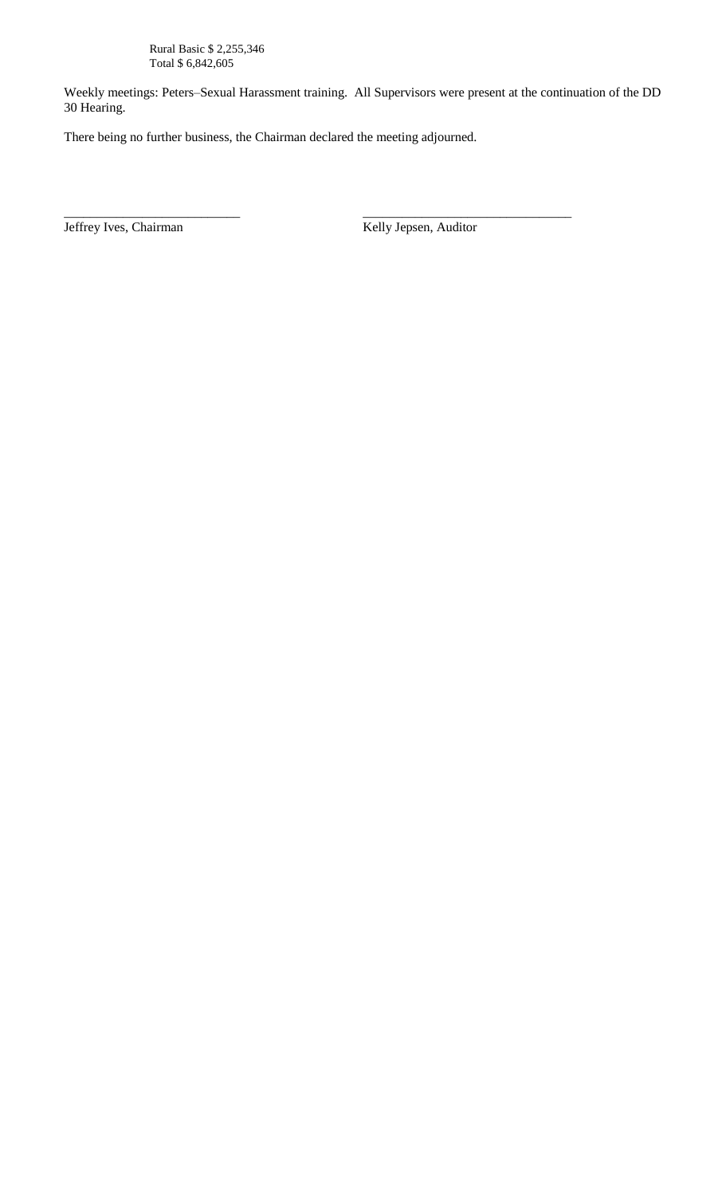Rural Basic $ 2,255,346
Total $ 6,842,605

Weekly meetings: Peters–Sexual Harassment training. All Supervisors were present at the continuation of the DD 30 Hearing.

There being no further business, the Chairman declared the meeting adjourned.

___________________________ ________________________________

Jeffrey Ives, Chairman Kelly Jepsen, Auditor